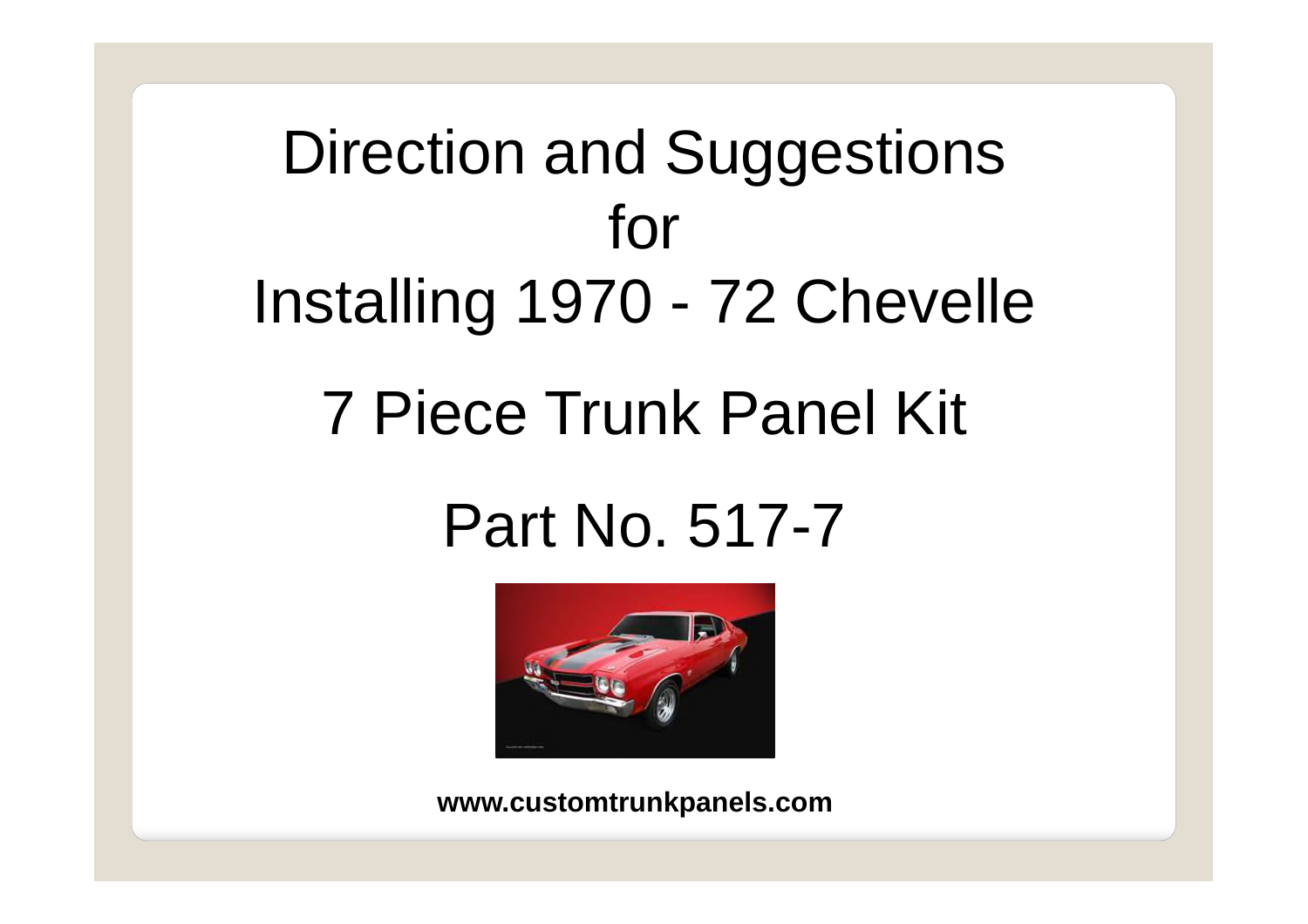# Direction and Suggestions for Installing 1970 - 72 Chevelle

## 7 Piece Trunk Panel Kit

## Part No. 517-7

**www.customtrunkpanels.com**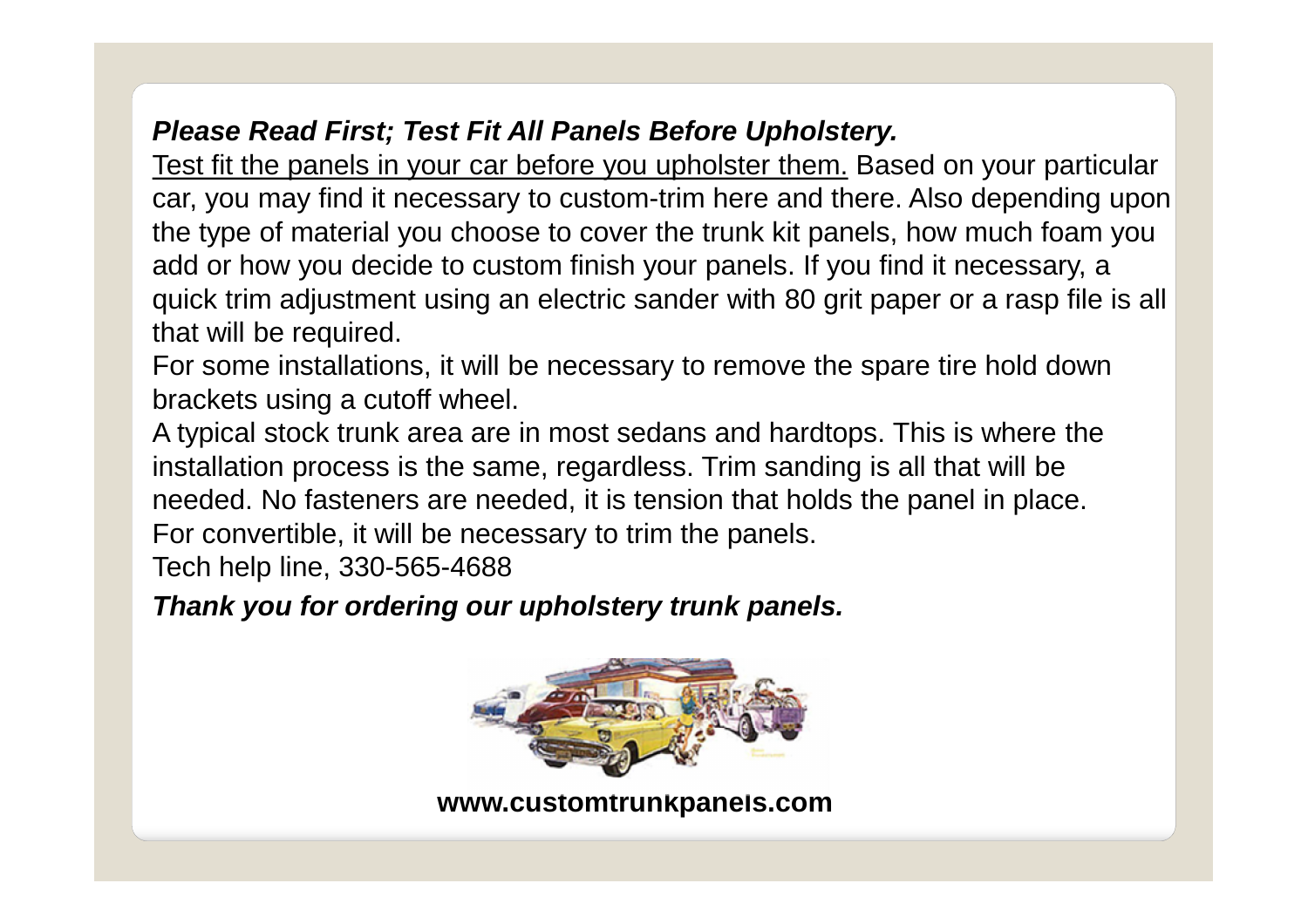***Please Read First; Test Fit All Panels Before Upholstery.***

Test fit the panels in your car before you upholster them. Based on your particular car, you may find it necessary to custom-trim here and there. Also depending upon the type of material you choose to cover the trunk kit panels, how much foam you add or how you decide to custom finish your panels. If you find it necessary, a quick trim adjustment using an electric sander with 80 grit paper or a rasp file is all that will be required.

For some installations, it will be necessary to remove the spare tire hold down brackets using a cutoff wheel.

A typical stock trunk area are in most sedans and hardtops. This is where the installation process is the same, regardless. Trim sanding is all that will be needed. No fasteners are needed, it is tension that holds the panel in place.

For convertible, it will be necessary to trim the panels.

Tech help line, 330-565-4688

***Thank you for ordering our upholstery trunk panels.***

**www.customtrunkpanels.com**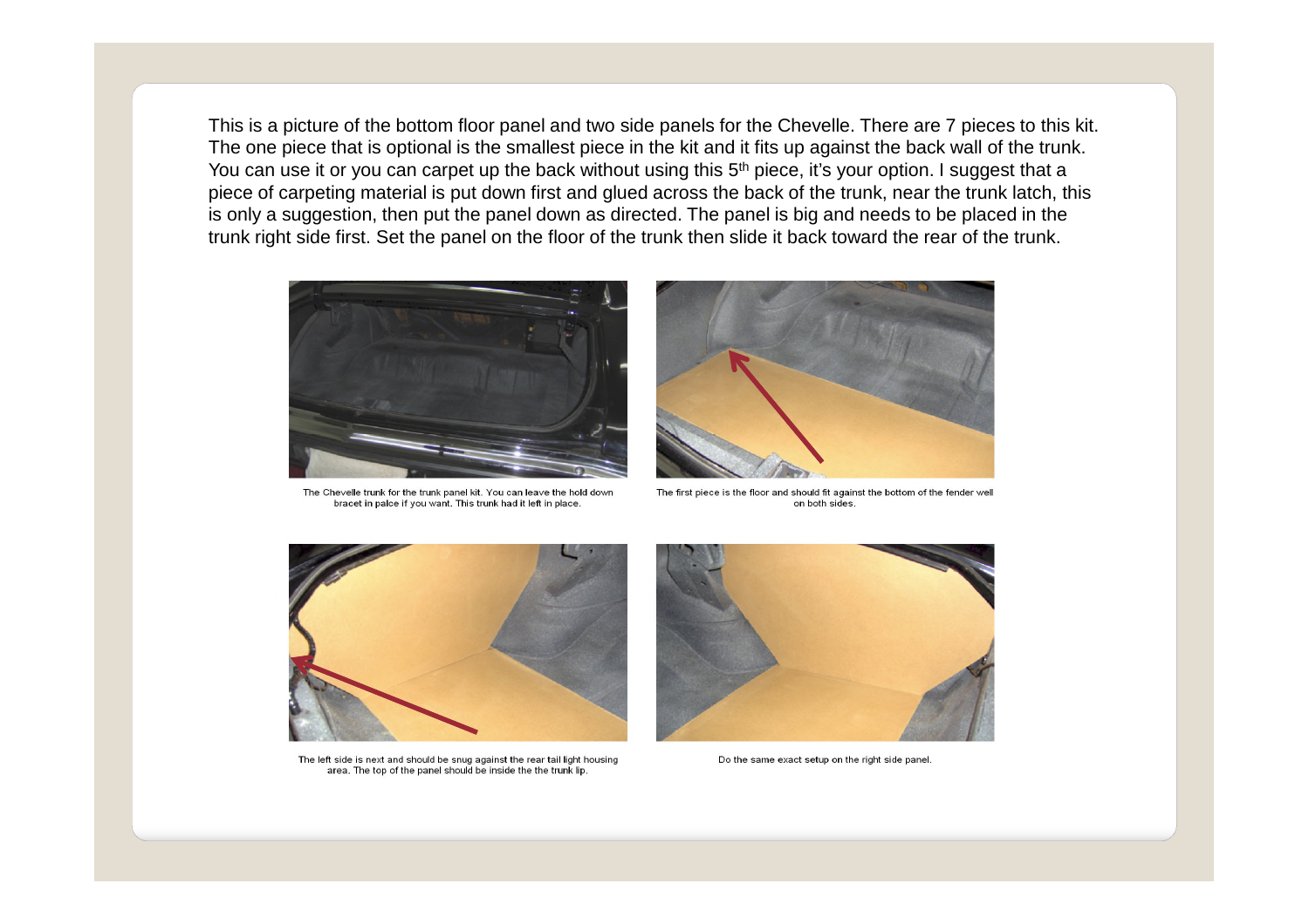This is a picture of the bottom floor panel and two side panels for the Chevelle. There are 7 pieces to this kit. The one piece that is optional is the smallest piece in the kit and it fits up against the back wall of the trunk. You can use it or you can carpet up the back without using this 5th piece, it's your option. I suggest that a piece of carpeting material is put down first and glued across the back of the trunk, near the trunk latch, this is only a suggestion, then put the panel down as directed. The panel is big and needs to be placed in the trunk right side first. Set the panel on the floor of the trunk then slide it back toward the rear of the trunk.

The Chevelle trunk for the trunk panel kit. You can leave the hold down bracet in palce if you want. This trunk had it left in place.

The first piece is the floor and should fit against the bottom of the fender well on both sides.

The left side is next and should be snug against the rear tail light housing area. The top of the panel should be inside the the trunk lip.

Do the same exact setup on the right side panel.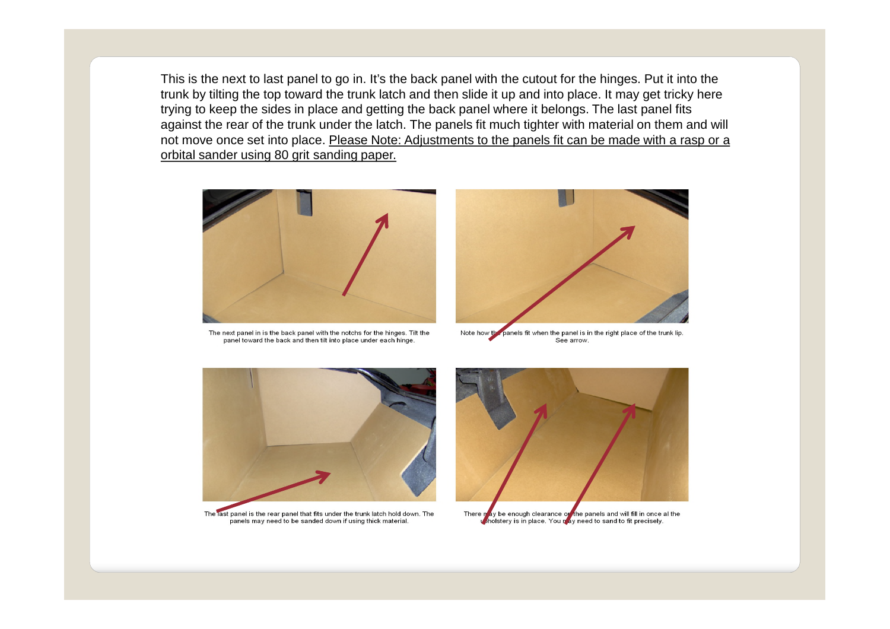This is the next to last panel to go in. It's the back panel with the cutout for the hinges. Put it into the trunk by tilting the top toward the trunk latch and then slide it up and into place. It may get tricky here trying to keep the sides in place and getting the back panel where it belongs. The last panel fits against the rear of the trunk under the latch. The panels fit much tighter with material on them and will not move once set into place. <u>Please Note: Adjustments to the panels fit can be made with a rasp or a orbital sander using 80 grit sanding paper.</u>

The next panel in is the back panel with the notchs for the hinges. Tilt the panel toward the back and then tilt into place under each hinge.

Note how the panels fit when the panel is in the right place of the trunk lip. See arrow.

The last panel is the rear panel that fits under the trunk latch hold down. The panels may need to be sanded down if using thick material.

There may be enough clearance on the panels and will fill in once al the upholstery is in place. You may need to sand to fit precisely.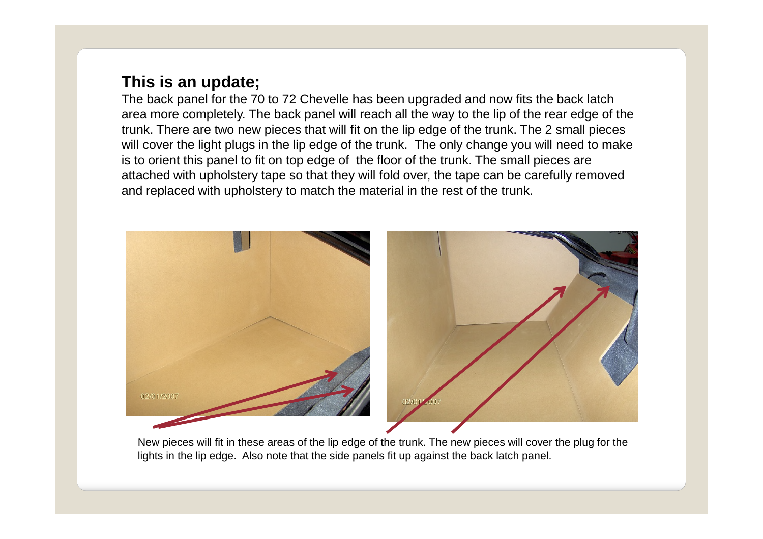## This is an update;

The back panel for the 70 to 72 Chevelle has been upgraded and now fits the back latch area more completely. The back panel will reach all the way to the lip of the rear edge of the trunk. There are two new pieces that will fit on the lip edge of the trunk. The 2 small pieces will cover the light plugs in the lip edge of the trunk. The only change you will need to make is to orient this panel to fit on top edge of the floor of the trunk. The small pieces are attached with upholstery tape so that they will fold over, the tape can be carefully removed and replaced with upholstery to match the material in the rest of the trunk.

New pieces will fit in these areas of the lip edge of the trunk. The new pieces will cover the plug for the lights in the lip edge. Also note that the side panels fit up against the back latch panel.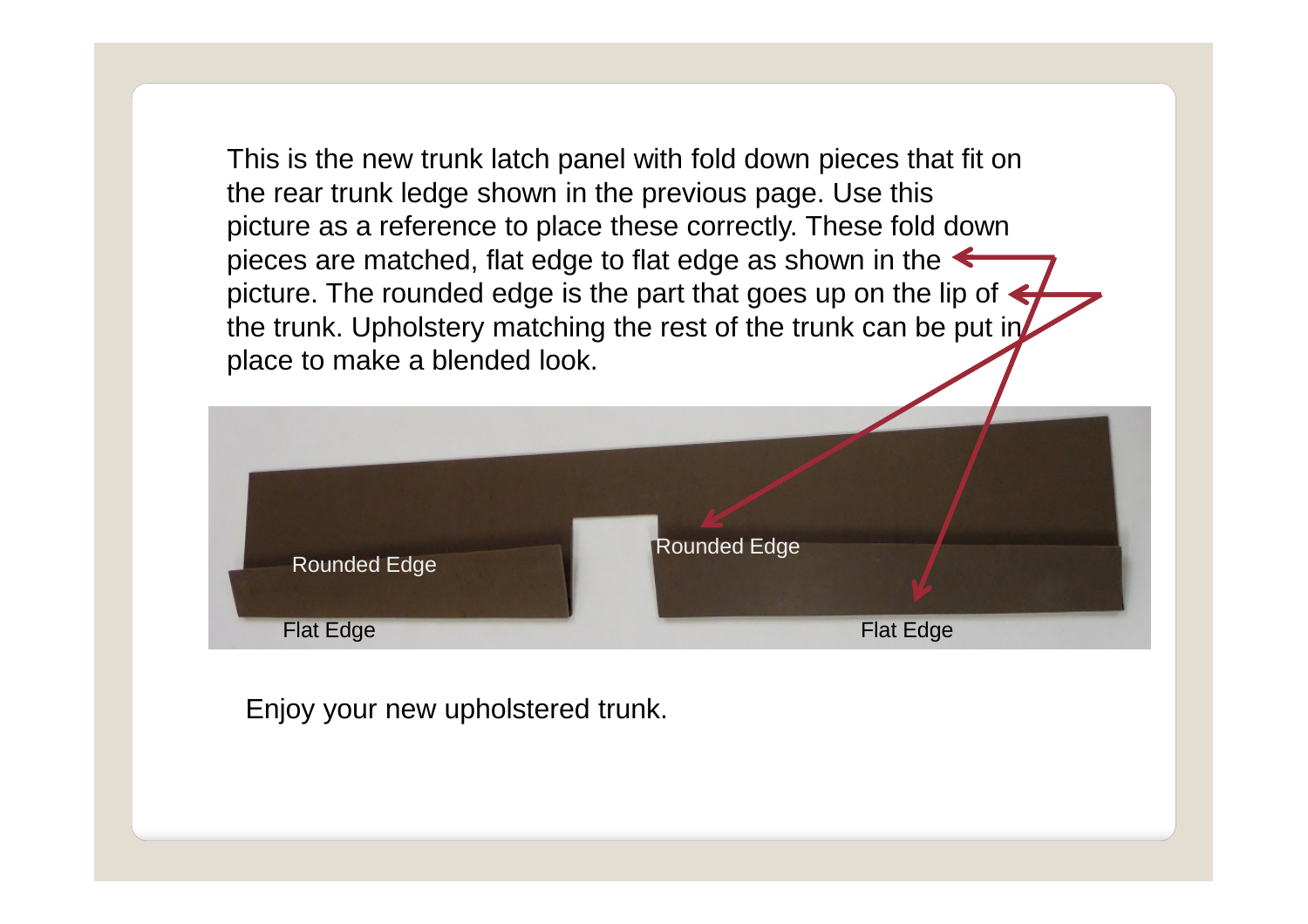This is the new trunk latch panel with fold down pieces that fit on the rear trunk ledge shown in the previous page. Use this picture as a reference to place these correctly. These fold down pieces are matched, flat edge to flat edge as shown in the picture. The rounded edge is the part that goes up on the lip of the trunk. Upholstery matching the rest of the trunk can be put in place to make a blended look.

Enjoy your new upholstered trunk.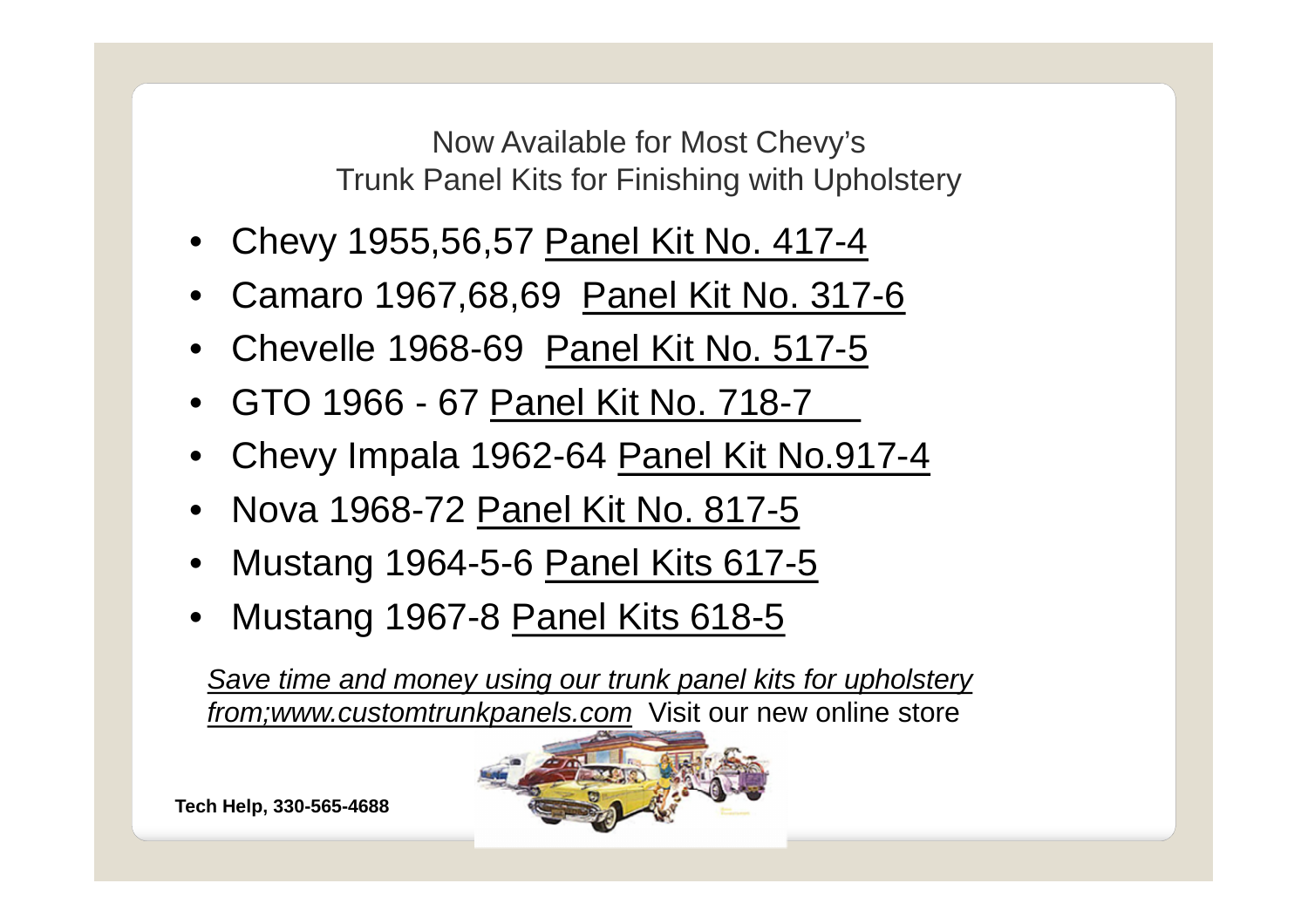Now Available for Most Chevy's
Trunk Panel Kits for Finishing with Upholstery

- Chevy 1955,56,57 Panel Kit No. 417-4
- Camaro 1967,68,69 Panel Kit No. 317-6
- Chevelle 1968-69 Panel Kit No. 517-5
- GTO 1966 - 67 Panel Kit No. 718-7
- Chevy Impala 1962-64 Panel Kit No.917-4
- Nova 1968-72 Panel Kit No. 817-5
- Mustang 1964-5-6 Panel Kits 617-5
- Mustang 1967-8 Panel Kits 618-5

*Save time and money using our trunk panel kits for upholstery from;www.customtrunkpanels.com* Visit our new online store

**Tech Help, 330-565-4688**